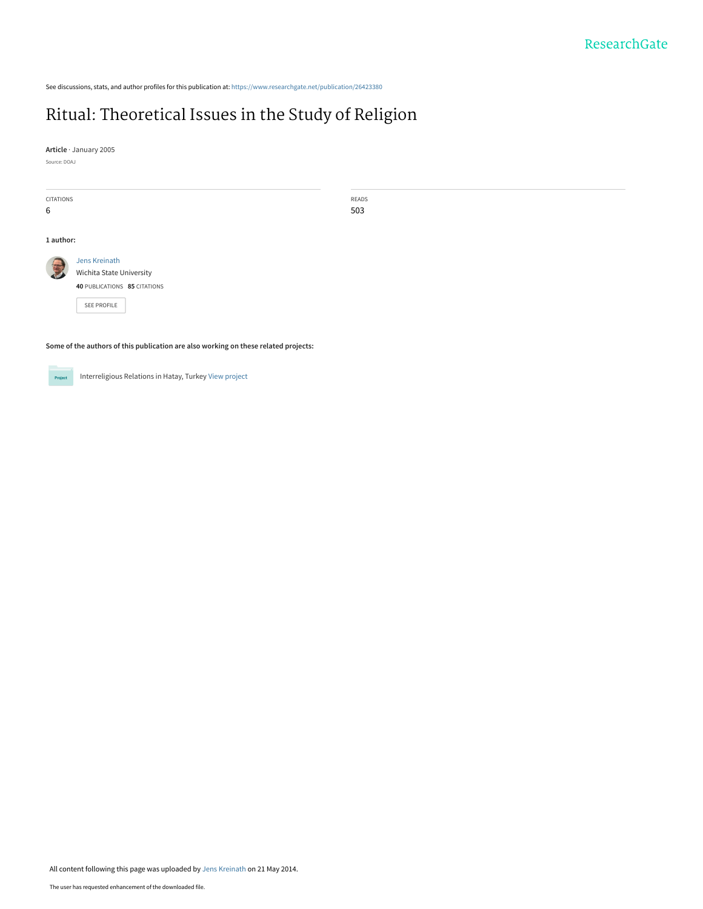See discussions, stats, and author profiles for this publication at: https://www.researchgate.net/publication/26423380

# Ritual: Theoretical Issues in the Study of Religion

**Article** · January 2005

Source: DOAJ

| CITATIONS | READS |
| --- | --- |
| 6 | 503 |

**1 author:**

Jens Kreinath
Wichita State University
**40** PUBLICATIONS **85** CITATIONS

SEE PROFILE

**Some of the authors of this publication are also working on these related projects:**

Interreligious Relations in Hatay, Turkey View project

All content following this page was uploaded by Jens Kreinath on 21 May 2014.

The user has requested enhancement of the downloaded file.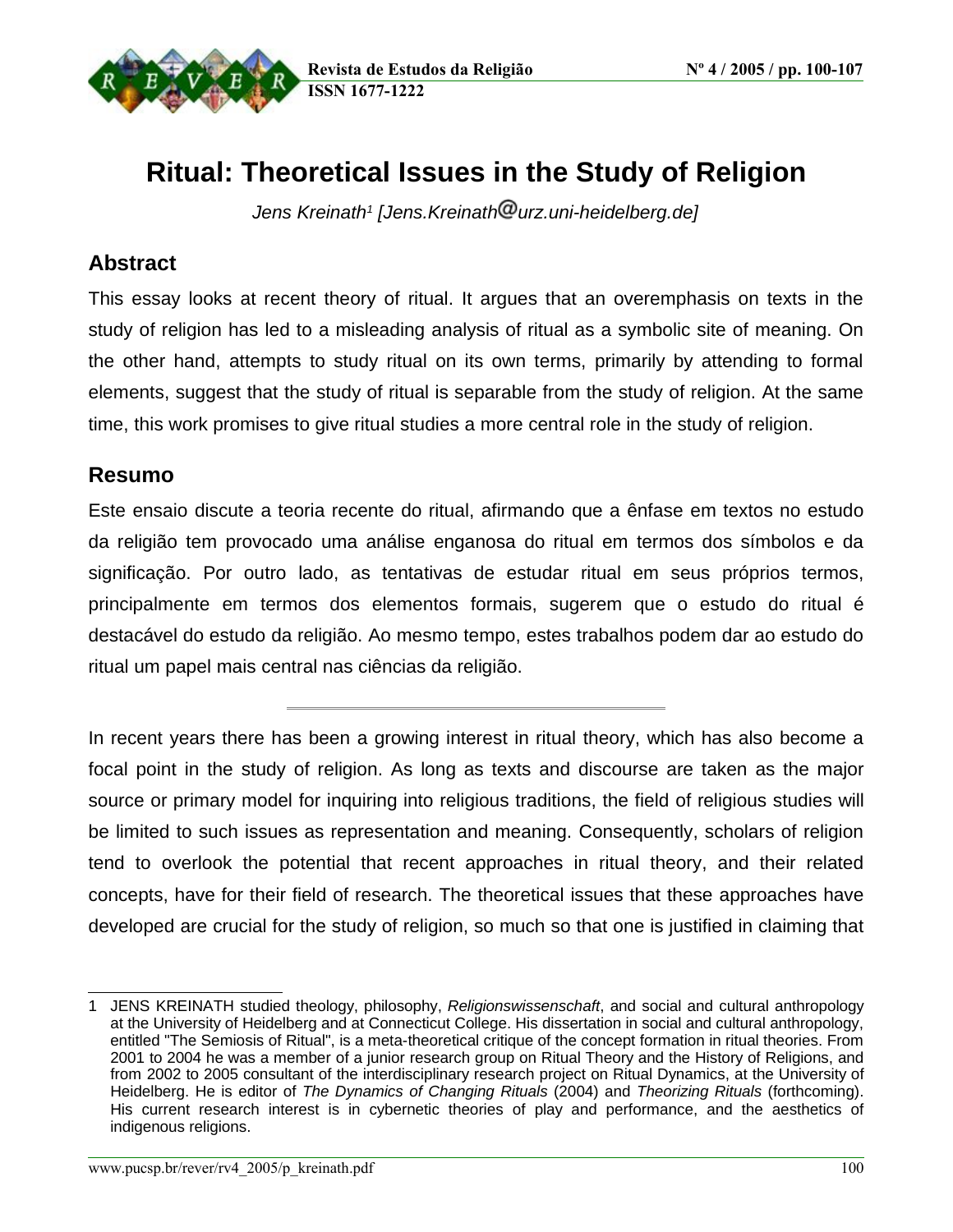# Ritual: Theoretical Issues in the Study of Religion

*Jens Kreinath*[1] *[Jens.Kreinath@urz.uni-heidelberg.de]*

## Abstract

This essay looks at recent theory of ritual. It argues that an overemphasis on texts in the study of religion has led to a misleading analysis of ritual as a symbolic site of meaning. On the other hand, attempts to study ritual on its own terms, primarily by attending to formal elements, suggest that the study of ritual is separable from the study of religion. At the same time, this work promises to give ritual studies a more central role in the study of religion.

## Resumo

Este ensaio discute a teoria recente do ritual, afirmando que a ênfase em textos no estudo da religião tem provocado uma análise enganosa do ritual em termos dos símbolos e da significação. Por outro lado, as tentativas de estudar ritual em seus próprios termos, principalmente em termos dos elementos formais, sugerem que o estudo do ritual é destacável do estudo da religião. Ao mesmo tempo, estes trabalhos podem dar ao estudo do ritual um papel mais central nas ciências da religião.

---

In recent years there has been a growing interest in ritual theory, which has also become a focal point in the study of religion. As long as texts and discourse are taken as the major source or primary model for inquiring into religious traditions, the field of religious studies will be limited to such issues as representation and meaning. Consequently, scholars of religion tend to overlook the potential that recent approaches in ritual theory, and their related concepts, have for their field of research. The theoretical issues that these approaches have developed are crucial for the study of religion, so much so that one is justified in claiming that

---

[1] JENS KREINATH studied theology, philosophy, *Religionswissenschaft*, and social and cultural anthropology at the University of Heidelberg and at Connecticut College. His dissertation in social and cultural anthropology, entitled "The Semiosis of Ritual", is a meta-theoretical critique of the concept formation in ritual theories. From 2001 to 2004 he was a member of a junior research group on Ritual Theory and the History of Religions, and from 2002 to 2005 consultant of the interdisciplinary research project on Ritual Dynamics, at the University of Heidelberg. He is editor of *The Dynamics of Changing Rituals* (2004) and *Theorizing Rituals* (forthcoming). His current research interest is in cybernetic theories of play and performance, and the aesthetics of indigenous religions.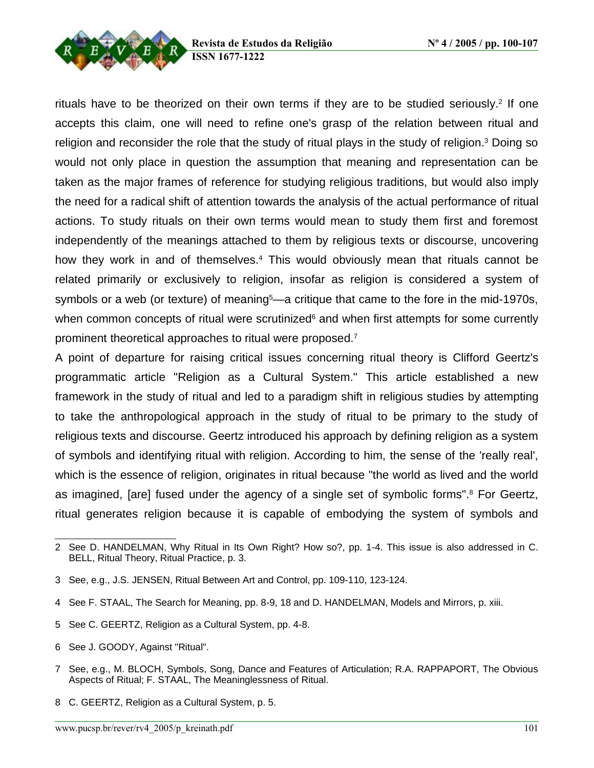rituals have to be theorized on their own terms if they are to be studied seriously.[2] If one accepts this claim, one will need to refine one's grasp of the relation between ritual and religion and reconsider the role that the study of ritual plays in the study of religion.[3] Doing so would not only place in question the assumption that meaning and representation can be taken as the major frames of reference for studying religious traditions, but would also imply the need for a radical shift of attention towards the analysis of the actual performance of ritual actions. To study rituals on their own terms would mean to study them first and foremost independently of the meanings attached to them by religious texts or discourse, uncovering how they work in and of themselves.[4] This would obviously mean that rituals cannot be related primarily or exclusively to religion, insofar as religion is considered a system of symbols or a web (or texture) of meaning[5]—a critique that came to the fore in the mid-1970s, when common concepts of ritual were scrutinized[6] and when first attempts for some currently prominent theoretical approaches to ritual were proposed.[7]

A point of departure for raising critical issues concerning ritual theory is Clifford Geertz's programmatic article "Religion as a Cultural System." This article established a new framework in the study of ritual and led to a paradigm shift in religious studies by attempting to take the anthropological approach in the study of ritual to be primary to the study of religious texts and discourse. Geertz introduced his approach by defining religion as a system of symbols and identifying ritual with religion. According to him, the sense of the 'really real', which is the essence of religion, originates in ritual because "the world as lived and the world as imagined, [are] fused under the agency of a single set of symbolic forms".[8] For Geertz, ritual generates religion because it is capable of embodying the system of symbols and

---

2 See D. HANDELMAN, Why Ritual in Its Own Right? How so?, pp. 1-4. This issue is also addressed in C. BELL, Ritual Theory, Ritual Practice, p. 3.

3 See, e.g., J.S. JENSEN, Ritual Between Art and Control, pp. 109-110, 123-124.

4 See F. STAAL, The Search for Meaning, pp. 8-9, 18 and D. HANDELMAN, Models and Mirrors, p. xiii.

5 See C. GEERTZ, Religion as a Cultural System, pp. 4-8.

6 See J. GOODY, Against "Ritual".

7 See, e.g., M. BLOCH, Symbols, Song, Dance and Features of Articulation; R.A. RAPPAPORT, The Obvious Aspects of Ritual; F. STAAL, The Meaninglessness of Ritual.

8 C. GEERTZ, Religion as a Cultural System, p. 5.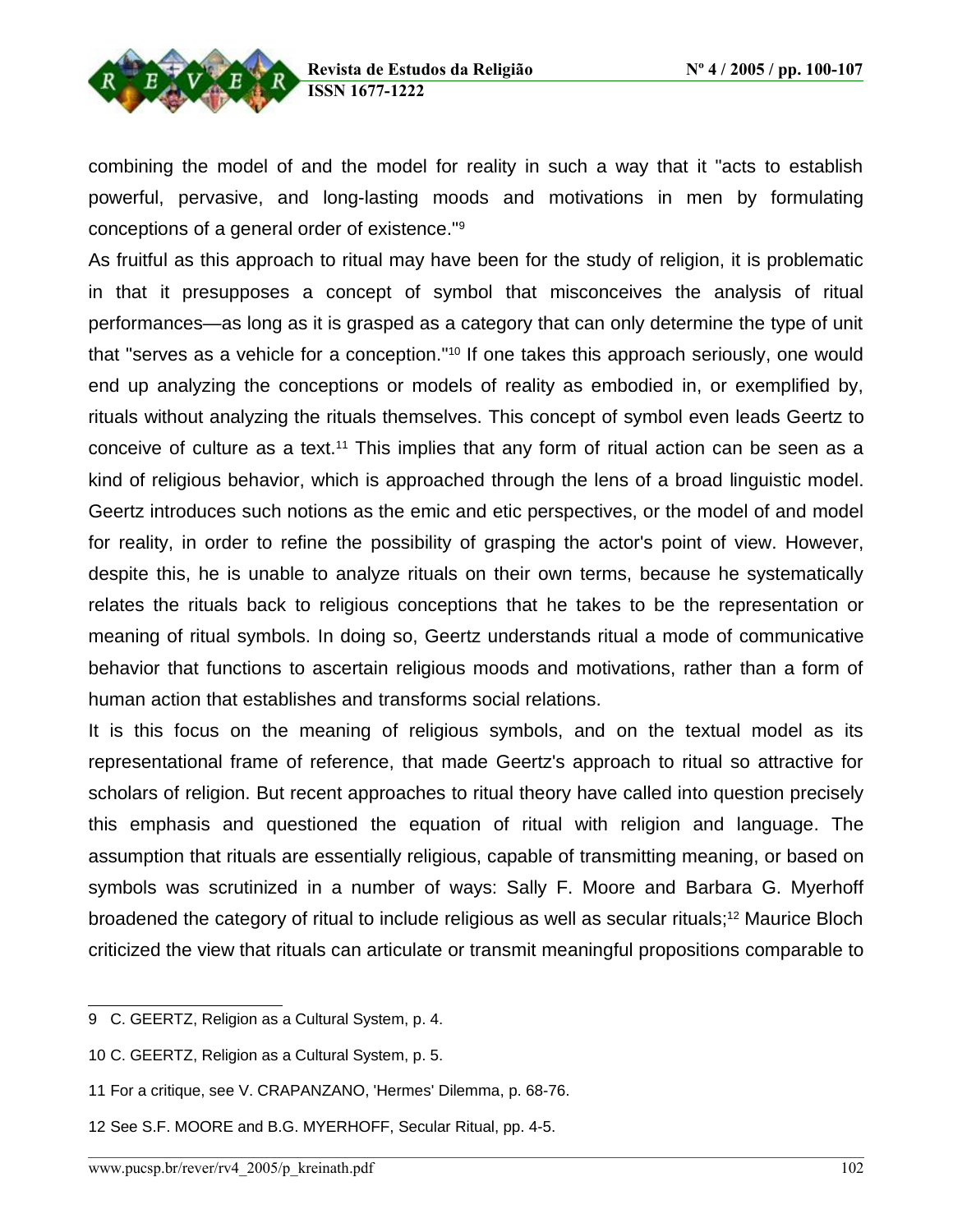combining the model of and the model for reality in such a way that it "acts to establish powerful, pervasive, and long-lasting moods and motivations in men by formulating conceptions of a general order of existence."[9]

As fruitful as this approach to ritual may have been for the study of religion, it is problematic in that it presupposes a concept of symbol that misconceives the analysis of ritual performances—as long as it is grasped as a category that can only determine the type of unit that "serves as a vehicle for a conception."[10] If one takes this approach seriously, one would end up analyzing the conceptions or models of reality as embodied in, or exemplified by, rituals without analyzing the rituals themselves. This concept of symbol even leads Geertz to conceive of culture as a text.[11] This implies that any form of ritual action can be seen as a kind of religious behavior, which is approached through the lens of a broad linguistic model. Geertz introduces such notions as the emic and etic perspectives, or the model of and model for reality, in order to refine the possibility of grasping the actor's point of view. However, despite this, he is unable to analyze rituals on their own terms, because he systematically relates the rituals back to religious conceptions that he takes to be the representation or meaning of ritual symbols. In doing so, Geertz understands ritual a mode of communicative behavior that functions to ascertain religious moods and motivations, rather than a form of human action that establishes and transforms social relations.

It is this focus on the meaning of religious symbols, and on the textual model as its representational frame of reference, that made Geertz's approach to ritual so attractive for scholars of religion. But recent approaches to ritual theory have called into question precisely this emphasis and questioned the equation of ritual with religion and language. The assumption that rituals are essentially religious, capable of transmitting meaning, or based on symbols was scrutinized in a number of ways: Sally F. Moore and Barbara G. Myerhoff broadened the category of ritual to include religious as well as secular rituals;[12] Maurice Bloch criticized the view that rituals can articulate or transmit meaningful propositions comparable to

---

9 C. GEERTZ, Religion as a Cultural System, p. 4.

10 C. GEERTZ, Religion as a Cultural System, p. 5.

11 For a critique, see V. CRAPANZANO, 'Hermes' Dilemma, p. 68-76.

12 See S.F. MOORE and B.G. MYERHOFF, Secular Ritual, pp. 4-5.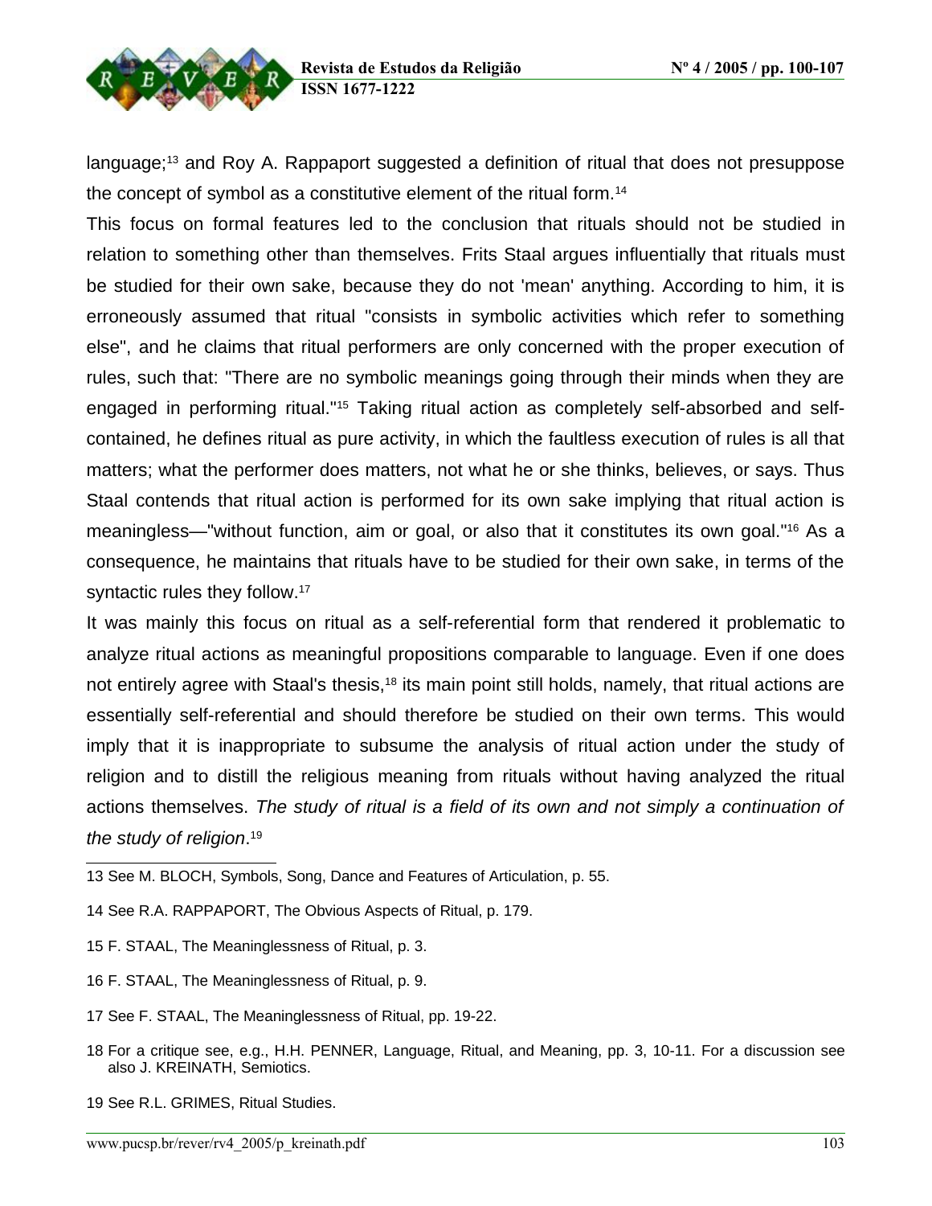language;[13] and Roy A. Rappaport suggested a definition of ritual that does not presuppose the concept of symbol as a constitutive element of the ritual form.[14]

This focus on formal features led to the conclusion that rituals should not be studied in relation to something other than themselves. Frits Staal argues influentially that rituals must be studied for their own sake, because they do not 'mean' anything. According to him, it is erroneously assumed that ritual "consists in symbolic activities which refer to something else", and he claims that ritual performers are only concerned with the proper execution of rules, such that: "There are no symbolic meanings going through their minds when they are engaged in performing ritual."[15] Taking ritual action as completely self-absorbed and self-contained, he defines ritual as pure activity, in which the faultless execution of rules is all that matters; what the performer does matters, not what he or she thinks, believes, or says. Thus Staal contends that ritual action is performed for its own sake implying that ritual action is meaningless—"without function, aim or goal, or also that it constitutes its own goal."[16] As a consequence, he maintains that rituals have to be studied for their own sake, in terms of the syntactic rules they follow.[17]

It was mainly this focus on ritual as a self-referential form that rendered it problematic to analyze ritual actions as meaningful propositions comparable to language. Even if one does not entirely agree with Staal's thesis,[18] its main point still holds, namely, that ritual actions are essentially self-referential and should therefore be studied on their own terms. This would imply that it is inappropriate to subsume the analysis of ritual action under the study of religion and to distill the religious meaning from rituals without having analyzed the ritual actions themselves. *The study of ritual is a field of its own and not simply a continuation of the study of religion*.[19]

---

13 See M. BLOCH, Symbols, Song, Dance and Features of Articulation, p. 55.

14 See R.A. RAPPAPORT, The Obvious Aspects of Ritual, p. 179.

15 F. STAAL, The Meaninglessness of Ritual, p. 3.

16 F. STAAL, The Meaninglessness of Ritual, p. 9.

17 See F. STAAL, The Meaninglessness of Ritual, pp. 19-22.

18 For a critique see, e.g., H.H. PENNER, Language, Ritual, and Meaning, pp. 3, 10-11. For a discussion see also J. KREINATH, Semiotics.

19 See R.L. GRIMES, Ritual Studies.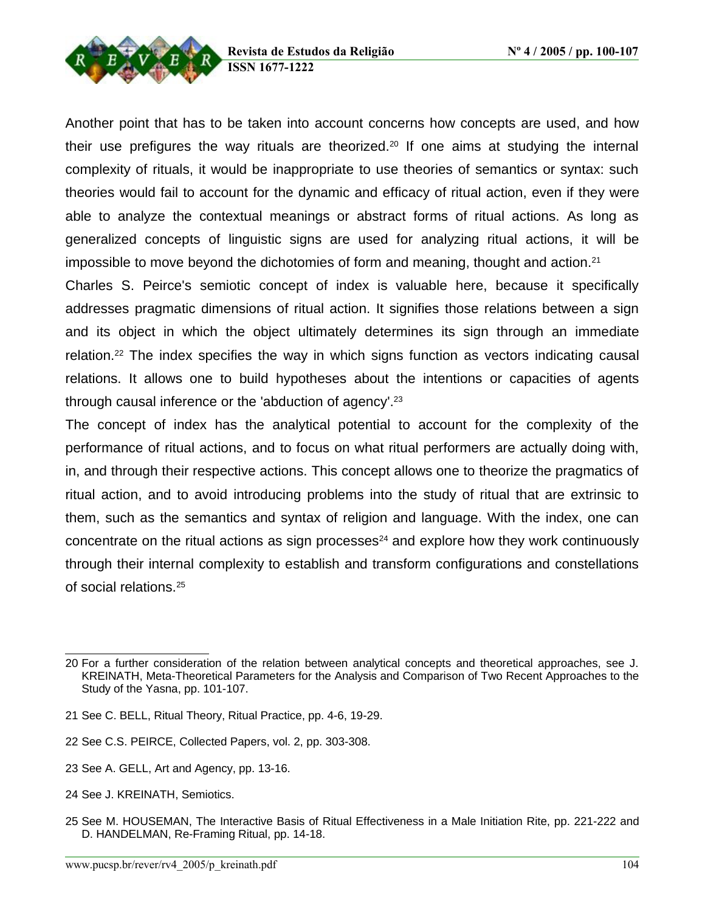Another point that has to be taken into account concerns how concepts are used, and how their use prefigures the way rituals are theorized.[20] If one aims at studying the internal complexity of rituals, it would be inappropriate to use theories of semantics or syntax: such theories would fail to account for the dynamic and efficacy of ritual action, even if they were able to analyze the contextual meanings or abstract forms of ritual actions. As long as generalized concepts of linguistic signs are used for analyzing ritual actions, it will be impossible to move beyond the dichotomies of form and meaning, thought and action.[21]

Charles S. Peirce's semiotic concept of index is valuable here, because it specifically addresses pragmatic dimensions of ritual action. It signifies those relations between a sign and its object in which the object ultimately determines its sign through an immediate relation.[22] The index specifies the way in which signs function as vectors indicating causal relations. It allows one to build hypotheses about the intentions or capacities of agents through causal inference or the 'abduction of agency'.[23]

The concept of index has the analytical potential to account for the complexity of the performance of ritual actions, and to focus on what ritual performers are actually doing with, in, and through their respective actions. This concept allows one to theorize the pragmatics of ritual action, and to avoid introducing problems into the study of ritual that are extrinsic to them, such as the semantics and syntax of religion and language. With the index, one can concentrate on the ritual actions as sign processes[24] and explore how they work continuously through their internal complexity to establish and transform configurations and constellations of social relations.[25]

---

20 For a further consideration of the relation between analytical concepts and theoretical approaches, see J. KREINATH, Meta-Theoretical Parameters for the Analysis and Comparison of Two Recent Approaches to the Study of the Yasna, pp. 101-107.

21 See C. BELL, Ritual Theory, Ritual Practice, pp. 4-6, 19-29.

22 See C.S. PEIRCE, Collected Papers, vol. 2, pp. 303-308.

23 See A. GELL, Art and Agency, pp. 13-16.

24 See J. KREINATH, Semiotics.

25 See M. HOUSEMAN, The Interactive Basis of Ritual Effectiveness in a Male Initiation Rite, pp. 221-222 and D. HANDELMAN, Re-Framing Ritual, pp. 14-18.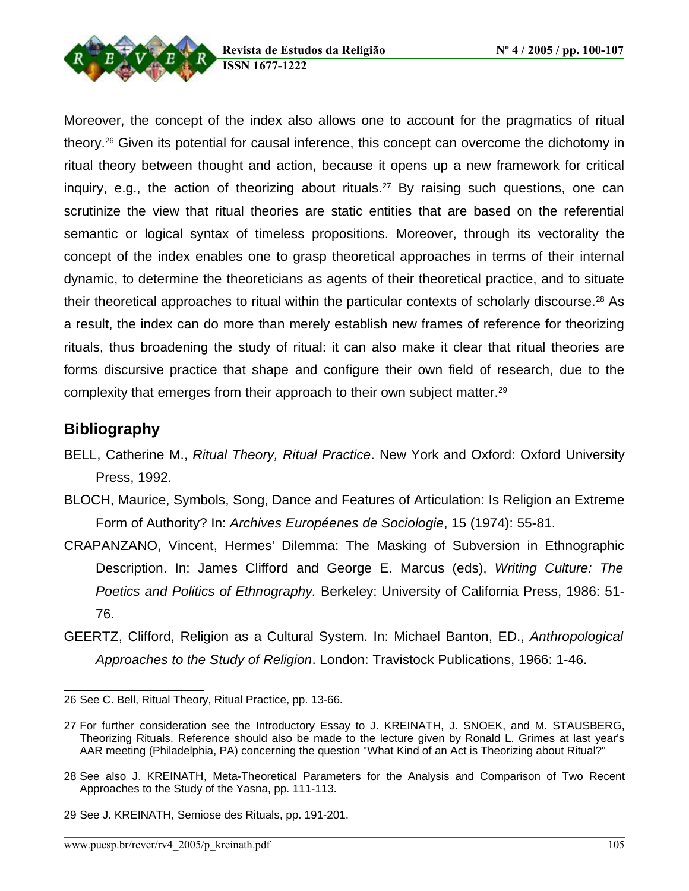Moreover, the concept of the index also allows one to account for the pragmatics of ritual theory.[26] Given its potential for causal inference, this concept can overcome the dichotomy in ritual theory between thought and action, because it opens up a new framework for critical inquiry, e.g., the action of theorizing about rituals.[27] By raising such questions, one can scrutinize the view that ritual theories are static entities that are based on the referential semantic or logical syntax of timeless propositions. Moreover, through its vectorality the concept of the index enables one to grasp theoretical approaches in terms of their internal dynamic, to determine the theoreticians as agents of their theoretical practice, and to situate their theoretical approaches to ritual within the particular contexts of scholarly discourse.[28] As a result, the index can do more than merely establish new frames of reference for theorizing rituals, thus broadening the study of ritual: it can also make it clear that ritual theories are forms discursive practice that shape and configure their own field of research, due to the complexity that emerges from their approach to their own subject matter.[29]

## Bibliography

BELL, Catherine M., *Ritual Theory, Ritual Practice*. New York and Oxford: Oxford University Press, 1992.

BLOCH, Maurice, Symbols, Song, Dance and Features of Articulation: Is Religion an Extreme Form of Authority? In: *Archives Européenes de Sociologie*, 15 (1974): 55-81.

CRAPANZANO, Vincent, Hermes' Dilemma: The Masking of Subversion in Ethnographic Description. In: James Clifford and George E. Marcus (eds), *Writing Culture: The Poetics and Politics of Ethnography.* Berkeley: University of California Press, 1986: 51-76.

GEERTZ, Clifford, Religion as a Cultural System. In: Michael Banton, ED., *Anthropological Approaches to the Study of Religion*. London: Travistock Publications, 1966: 1-46.

---

26 See C. Bell, Ritual Theory, Ritual Practice, pp. 13-66.

27 For further consideration see the Introductory Essay to J. KREINATH, J. SNOEK, and M. STAUSBERG, Theorizing Rituals. Reference should also be made to the lecture given by Ronald L. Grimes at last year's AAR meeting (Philadelphia, PA) concerning the question "What Kind of an Act is Theorizing about Ritual?"

28 See also J. KREINATH, Meta-Theoretical Parameters for the Analysis and Comparison of Two Recent Approaches to the Study of the Yasna, pp. 111-113.

29 See J. KREINATH, Semiose des Rituals, pp. 191-201.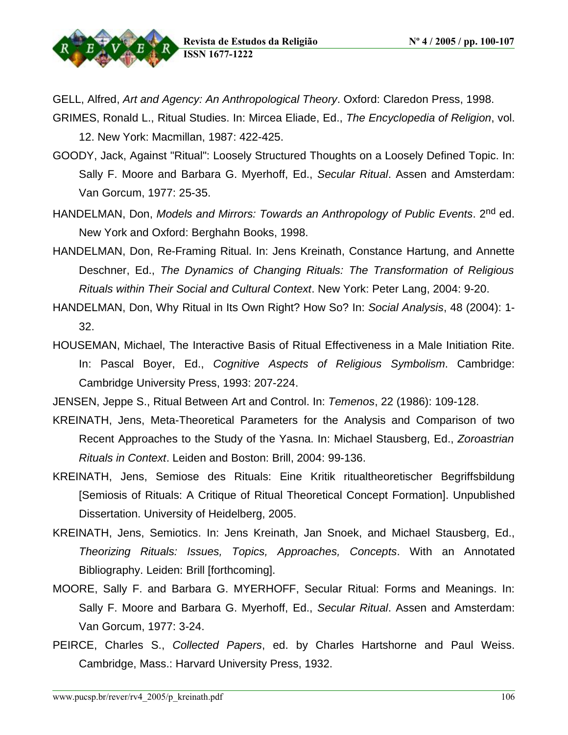GELL, Alfred, *Art and Agency: An Anthropological Theory*. Oxford: Claredon Press, 1998.

GRIMES, Ronald L., Ritual Studies. In: Mircea Eliade, Ed., *The Encyclopedia of Religion*, vol. 12. New York: Macmillan, 1987: 422-425.

GOODY, Jack, Against "Ritual": Loosely Structured Thoughts on a Loosely Defined Topic. In: Sally F. Moore and Barbara G. Myerhoff, Ed., *Secular Ritual*. Assen and Amsterdam: Van Gorcum, 1977: 25-35.

HANDELMAN, Don, *Models and Mirrors: Towards an Anthropology of Public Events*. 2nd ed. New York and Oxford: Berghahn Books, 1998.

HANDELMAN, Don, Re-Framing Ritual. In: Jens Kreinath, Constance Hartung, and Annette Deschner, Ed., *The Dynamics of Changing Rituals: The Transformation of Religious Rituals within Their Social and Cultural Context*. New York: Peter Lang, 2004: 9-20.

HANDELMAN, Don, Why Ritual in Its Own Right? How So? In: *Social Analysis*, 48 (2004): 1-32.

HOUSEMAN, Michael, The Interactive Basis of Ritual Effectiveness in a Male Initiation Rite. In: Pascal Boyer, Ed., *Cognitive Aspects of Religious Symbolism*. Cambridge: Cambridge University Press, 1993: 207-224.

JENSEN, Jeppe S., Ritual Between Art and Control. In: *Temenos*, 22 (1986): 109-128.

KREINATH, Jens, Meta-Theoretical Parameters for the Analysis and Comparison of two Recent Approaches to the Study of the Yasna. In: Michael Stausberg, Ed., *Zoroastrian Rituals in Context*. Leiden and Boston: Brill, 2004: 99-136.

KREINATH, Jens, Semiose des Rituals: Eine Kritik ritualtheoretischer Begriffsbildung [Semiosis of Rituals: A Critique of Ritual Theoretical Concept Formation]. Unpublished Dissertation. University of Heidelberg, 2005.

KREINATH, Jens, Semiotics. In: Jens Kreinath, Jan Snoek, and Michael Stausberg, Ed., *Theorizing Rituals: Issues, Topics, Approaches, Concepts*. With an Annotated Bibliography. Leiden: Brill [forthcoming].

MOORE, Sally F. and Barbara G. MYERHOFF, Secular Ritual: Forms and Meanings. In: Sally F. Moore and Barbara G. Myerhoff, Ed., *Secular Ritual*. Assen and Amsterdam: Van Gorcum, 1977: 3-24.

PEIRCE, Charles S., *Collected Papers*, ed. by Charles Hartshorne and Paul Weiss. Cambridge, Mass.: Harvard University Press, 1932.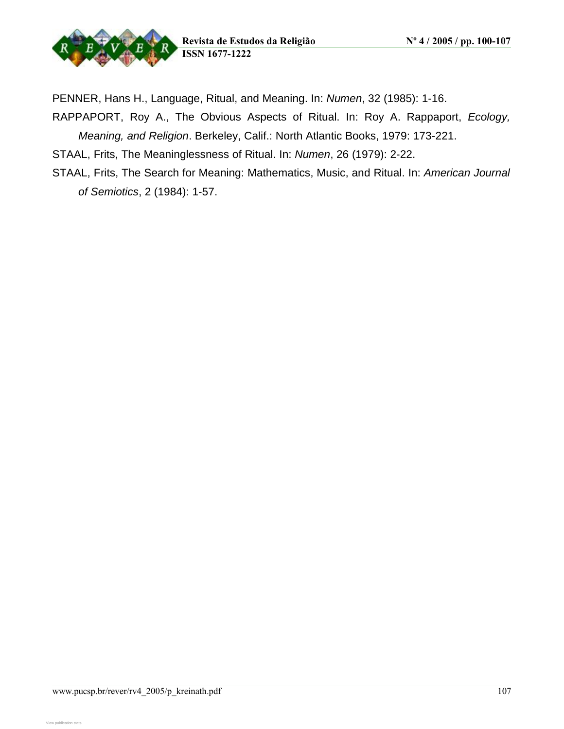PENNER, Hans H., Language, Ritual, and Meaning. In: *Numen*, 32 (1985): 1-16.

RAPPAPORT, Roy A., The Obvious Aspects of Ritual. In: Roy A. Rappaport, *Ecology, Meaning, and Religion*. Berkeley, Calif.: North Atlantic Books, 1979: 173-221.

STAAL, Frits, The Meaninglessness of Ritual. In: *Numen*, 26 (1979): 2-22.

STAAL, Frits, The Search for Meaning: Mathematics, Music, and Ritual. In: *American Journal of Semiotics*, 2 (1984): 1-57.